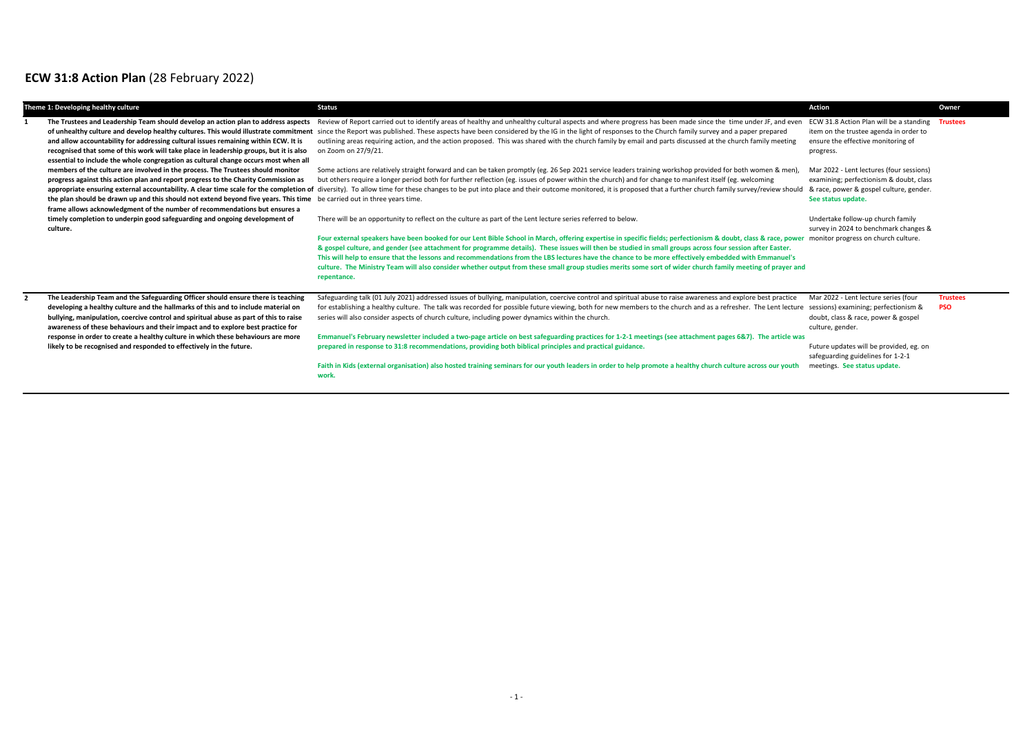# **ECW 31:8 Action Plan** (28 February 2022)

| | Theme 1: Developing healthy culture | Status | Action | Owner |
|---|---|---|---|---|
| 1 | The Trustees and Leadership Team should develop an action plan to address aspects of unhealthy culture and develop healthy cultures. This would illustrate commitment and allow accountability for addressing cultural issues remaining within ECW. It is recognised that some of this work will take place in leadership groups, but it is also essential to include the whole congregation as cultural change occurs most when all members of the culture are involved in the process. The Trustees should monitor progress against this action plan and report progress to the Charity Commission as appropriate ensuring external accountability. A clear time scale for the completion of the plan should be drawn up and this should not extend beyond five years. This time frame allows acknowledgment of the number of recommendations but ensures a timely completion to underpin good safeguarding and ongoing development of culture. | Review of Report carried out to identify areas of healthy and unhealthy cultural aspects and where progress has been made since the time under JF, and even since the Report was published. These aspects have been considered by the IG in the light of responses to the Church family survey and a paper prepared outlining areas requiring action, and the action proposed. This was shared with the church family by email and parts discussed at the church family meeting on Zoom on 27/9/21.<br><br>Some actions are relatively straight forward and can be taken promptly (eg. 26 Sep 2021 service leaders training workshop provided for both women & men), but others require a longer period both for further reflection (eg. issues of power within the church) and for change to manifest itself (eg. welcoming diversity). To allow time for these changes to be put into place and their outcome monitored, it is proposed that a further church family survey/review should be carried out in three years time.<br><br>There will be an opportunity to reflect on the culture as part of the Lent lecture series referred to below.<br><br>**Four external speakers have been booked for our Lent Bible School in March, offering expertise in specific fields; perfectionism & doubt, class & race, power & gospel culture, and gender (see attachment for programme details). These issues will then be studied in small groups across four session after Easter. This will help to ensure that the lessons and recommendations from the LBS lectures have the chance to be more effectively embedded with Emmanuel's culture. The Ministry Team will also consider whether output from these small group studies merits some sort of wider church family meeting of prayer and repentance.** | ECW 31.8 Action Plan will be a standing item on the trustee agenda in order to ensure the effective monitoring of progress.<br><br>Mar 2022 - Lent lectures (four sessions) examining; perfectionism & doubt, class & race, power & gospel culture, gender. **See status update.**<br><br>Undertake follow-up church family survey in 2024 to benchmark changes & monitor progress on church culture. | **Trustees** |
| 2 | The Leadership Team and the Safeguarding Officer should ensure there is teaching developing a healthy culture and the hallmarks of this and to include material on bullying, manipulation, coercive control and spiritual abuse as part of this to raise awareness of these behaviours and their impact and to explore best practice for response in order to create a healthy culture in which these behaviours are more likely to be recognised and responded to effectively in the future. | Safeguarding talk (01 July 2021) addressed issues of bullying, manipulation, coercive control and spiritual abuse to raise awareness and explore best practice for establishing a healthy culture. The talk was recorded for possible future viewing, both for new members to the church and as a refresher. The Lent lecture series will also consider aspects of church culture, including power dynamics within the church.<br><br>**Emmanuel's February newsletter included a two-page article on best safeguarding practices for 1-2-1 meetings (see attachment pages 6&7). The article was prepared in response to 31:8 recommendations, providing both biblical principles and practical guidance.**<br><br>**Faith in Kids (external organisation) also hosted training seminars for our youth leaders in order to help promote a healthy church culture across our youth work.** | Mar 2022 - Lent lecture series (four sessions) examining; perfectionism & doubt, class & race, power & gospel culture, gender.<br><br>Future updates will be provided, eg. on safeguarding guidelines for 1-2-1 meetings. **See status update.** | **Trustees**<br>**PSO** |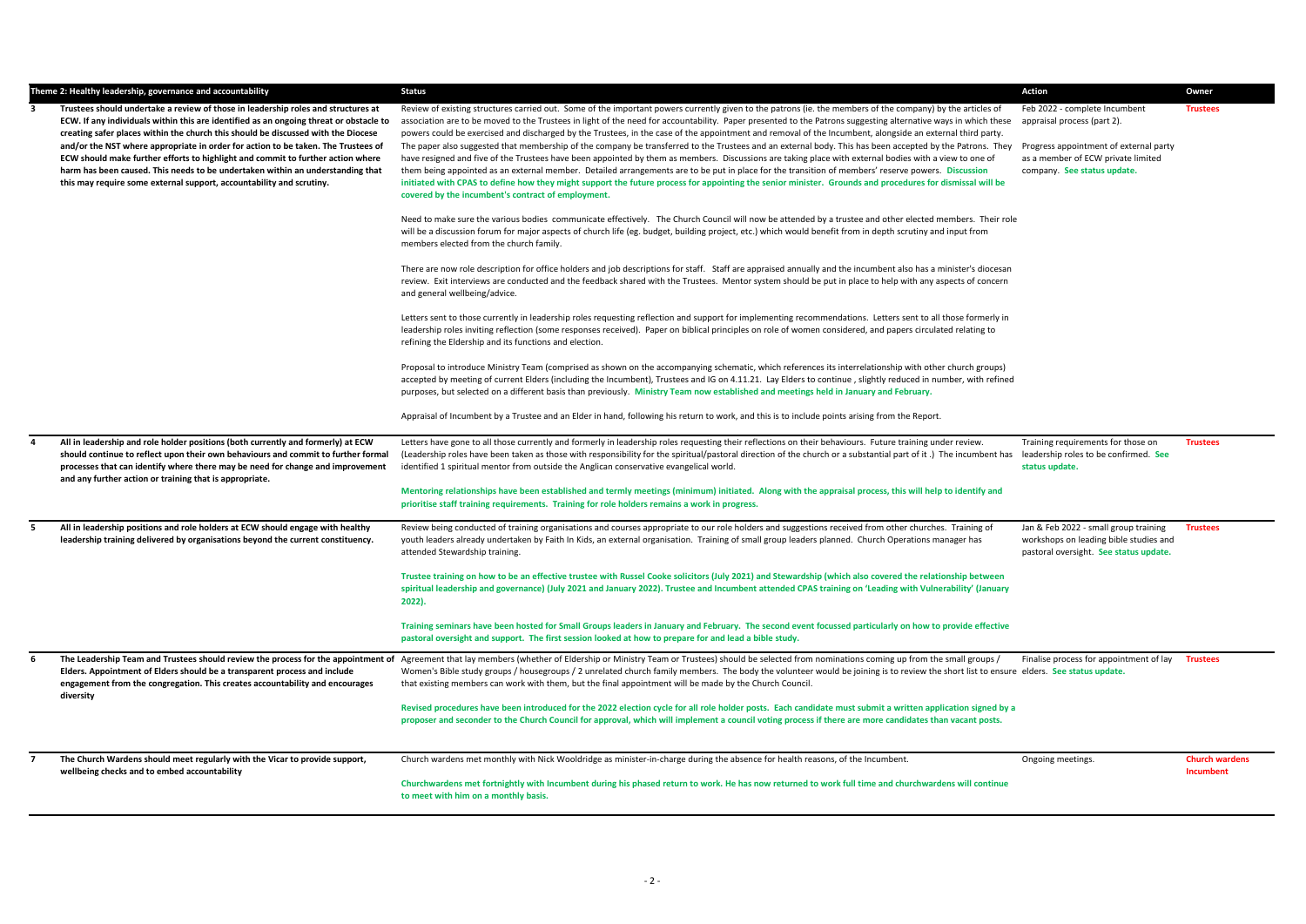| | Theme 2: Healthy leadership, governance and accountability | Status | Action | Owner |
|---|---|---|---|---|
| **3** | **Trustees should undertake a review of those in leadership roles and structures at ECW. If any individuals within this are identified as an ongoing threat or obstacle to creating safer places within the church this should be discussed with the Diocese and/or the NST where appropriate in order for action to be taken. The Trustees of ECW should make further efforts to highlight and commit to further action where harm has been caused. This needs to be undertaken within an understanding that this may require some external support, accountability and scrutiny.** | Review of existing structures carried out. Some of the important powers currently given to the patrons (ie. the members of the company) by the articles of association are to be moved to the Trustees in light of the need for accountability. Paper presented to the Patrons suggesting alternative ways in which these powers could be exercised and discharged by the Trustees, in the case of the appointment and removal of the Incumbent, alongside an external third party. The paper also suggested that membership of the company be transferred to the Trustees and an external body. This has been accepted by the Patrons. They have resigned and five of the Trustees have been appointed by them as members. Discussions are taking place with external bodies with a view to one of them being appointed as an external member. Detailed arrangements are to be put in place for the transition of members' reserve powers. **Discussion initiated with CPAS to define how they might support the future process for appointing the senior minister. Grounds and procedures for dismissal will be covered by the incumbent's contract of employment.**<br><br>Need to make sure the various bodies communicate effectively. The Church Council will now be attended by a trustee and other elected members. Their role will be a discussion forum for major aspects of church life (eg. budget, building project, etc.) which would benefit from in depth scrutiny and input from members elected from the church family.<br><br>There are now role description for office holders and job descriptions for staff. Staff are appraised annually and the incumbent also has a minister's diocesan review. Exit interviews are conducted and the feedback shared with the Trustees. Mentor system should be put in place to help with any aspects of concern and general wellbeing/advice.<br><br>Letters sent to those currently in leadership roles requesting reflection and support for implementing recommendations. Letters sent to all those formerly in leadership roles inviting reflection (some responses received). Paper on biblical principles on role of women considered, and papers circulated relating to refining the Eldership and its functions and election.<br><br>Proposal to introduce Ministry Team (comprised as shown on the accompanying schematic, which references its interrelationship with other church groups) accepted by meeting of current Elders (including the Incumbent), Trustees and IG on 4.11.21. Lay Elders to continue , slightly reduced in number, with refined purposes, but selected on a different basis than previously. **Ministry Team now established and meetings held in January and February.**<br><br>Appraisal of Incumbent by a Trustee and an Elder in hand, following his return to work, and this is to include points arising from the Report. | Feb 2022 - complete Incumbent appraisal process (part 2).<br><br>Progress appointment of external party as a member of ECW private limited company. **See status update.** | **Trustees** |
| **4** | **All in leadership and role holder positions (both currently and formerly) at ECW should continue to reflect upon their own behaviours and commit to further formal processes that can identify where there may be need for change and improvement and any further action or training that is appropriate.** | Letters have gone to all those currently and formerly in leadership roles requesting their reflections on their behaviours. Future training under review. (Leadership roles have been taken as those with responsibility for the spiritual/pastoral direction of the church or a substantial part of it .) The incumbent has identified 1 spiritual mentor from outside the Anglican conservative evangelical world.<br><br>**Mentoring relationships have been established and termly meetings (minimum) initiated. Along with the appraisal process, this will help to identify and prioritise staff training requirements. Training for role holders remains a work in progress.** | Training requirements for those on leadership roles to be confirmed. **See status update.** | **Trustees** |
| **5** | **All in leadership positions and role holders at ECW should engage with healthy leadership training delivered by organisations beyond the current constituency.** | Review being conducted of training organisations and courses appropriate to our role holders and suggestions received from other churches. Training of youth leaders already undertaken by Faith In Kids, an external organisation. Training of small group leaders planned. Church Operations manager has attended Stewardship training.<br><br>**Trustee training on how to be an effective trustee with Russel Cooke solicitors (July 2021) and Stewardship (which also covered the relationship between spiritual leadership and governance) (July 2021 and January 2022). Trustee and Incumbent attended CPAS training on 'Leading with Vulnerability' (January 2022).**<br><br>**Training seminars have been hosted for Small Groups leaders in January and February. The second event focussed particularly on how to provide effective pastoral oversight and support. The first session looked at how to prepare for and lead a bible study.** | Jan & Feb 2022 - small group training workshops on leading bible studies and pastoral oversight. **See status update.** | **Trustees** |
| **6** | **The Leadership Team and Trustees should review the process for the appointment of Elders. Appointment of Elders should be a transparent process and include engagement from the congregation. This creates accountability and encourages diversity** | Agreement that lay members (whether of Eldership or Ministry Team or Trustees) should be selected from nominations coming up from the small groups / Women's Bible study groups / housegroups / 2 unrelated church family members. The body the volunteer would be joining is to review the short list to ensure that existing members can work with them, but the final appointment will be made by the Church Council.<br><br>**Revised procedures have been introduced for the 2022 election cycle for all role holder posts. Each candidate must submit a written application signed by a proposer and seconder to the Church Council for approval, which will implement a council voting process if there are more candidates than vacant posts.** | Finalise process for appointment of lay elders. **See status update.** | **Trustees** |
| **7** | **The Church Wardens should meet regularly with the Vicar to provide support, wellbeing checks and to embed accountability** | Church wardens met monthly with Nick Wooldridge as minister-in-charge during the absence for health reasons, of the Incumbent.<br><br>**Churchwardens met fortnightly with Incumbent during his phased return to work. He has now returned to work full time and churchwardens will continue to meet with him on a monthly basis.** | Ongoing meetings. | **Church wardens Incumbent** |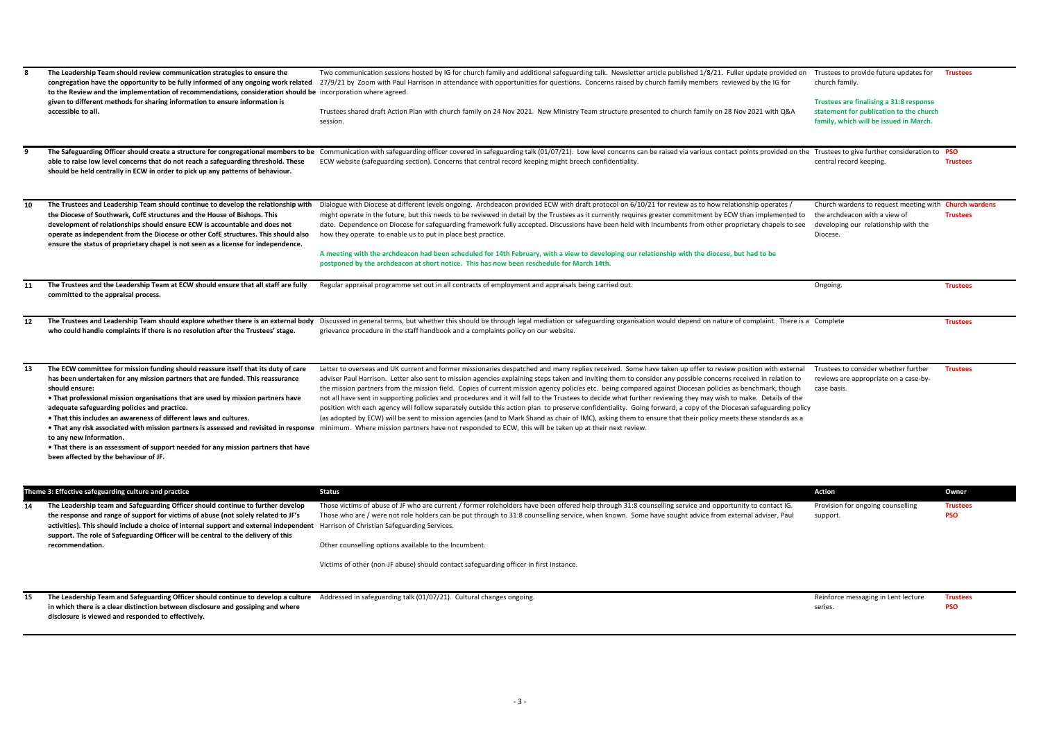| | | | | |
|---|---|---|---|---|
| 8 | **The Leadership Team should review communication strategies to ensure the congregation have the opportunity to be fully informed of any ongoing work related to the Review and the implementation of recommendations, consideration should be given to different methods for sharing information to ensure information is accessible to all.** | Two communication sessions hosted by IG for church family and additional safeguarding talk. Newsletter article published 1/8/21. Fuller update provided on 27/9/21 by Zoom with Paul Harrison in attendance with opportunities for questions. Concerns raised by church family members reviewed by the IG for incorporation where agreed.<br><br>Trustees shared draft Action Plan with church family on 24 Nov 2021. New Ministry Team structure presented to church family on 28 Nov 2021 with Q&A session. | Trustees to provide future updates for church family.<br><br>**Trustees are finalising a 31:8 response statement for publication to the church family, which will be issued in March.** | **Trustees** |
| 9 | **The Safeguarding Officer should create a structure for congregational members to be able to raise low level concerns that do not reach a safeguarding threshold. These should be held centrally in ECW in order to pick up any patterns of behaviour.** | Communication with safeguarding officer covered in safeguarding talk (01/07/21). Low level concerns can be raised via various contact points provided on the ECW website (safeguarding section). Concerns that central record keeping might breech confidentiality. | Trustees to give further consideration to central record keeping. | **PSO**<br>**Trustees** |
| 10 | **The Trustees and Leadership Team should continue to develop the relationship with the Diocese of Southwark, CofE structures and the House of Bishops. This development of relationships should ensure ECW is accountable and does not operate as independent from the Diocese or other CofE structures. This should also ensure the status of proprietary chapel is not seen as a license for independence.** | Dialogue with Diocese at different levels ongoing. Archdeacon provided ECW with draft protocol on 6/10/21 for review as to how relationship operates / might operate in the future, but this needs to be reviewed in detail by the Trustees as it currently requires greater commitment by ECW than implemented to date. Dependence on Diocese for safeguarding framework fully accepted. Discussions have been held with Incumbents from other proprietary chapels to see how they operate to enable us to put in place best practice.<br><br>**A meeting with the archdeacon had been scheduled for 14th February, with a view to developing our relationship with the diocese, but had to be postponed by the archdeacon at short notice. This has now been reschedule for March 14th.** | Church wardens to request meeting with the archdeacon with a view of developing our relationship with the Diocese. | **Church wardens**<br>**Trustees** |
| 11 | **The Trustees and the Leadership Team at ECW should ensure that all staff are fully committed to the appraisal process.** | Regular appraisal programme set out in all contracts of employment and appraisals being carried out. | Ongoing. | **Trustees** |
| 12 | **The Trustees and Leadership Team should explore whether there is an external body who could handle complaints if there is no resolution after the Trustees' stage.** | Discussed in general terms, but whether this should be through legal mediation or safeguarding organisation would depend on nature of complaint. There is a grievance procedure in the staff handbook and a complaints policy on our website. | Complete | **Trustees** |
| 13 | **The ECW committee for mission funding should reassure itself that its duty of care has been undertaken for any mission partners that are funded. This reassurance should ensure:**<br>**• That professional mission organisations that are used by mission partners have adequate safeguarding policies and practice.**<br>**• That this includes an awareness of different laws and cultures.**<br>**• That any risk associated with mission partners is assessed and revisited in response to any new information.**<br>**• That there is an assessment of support needed for any mission partners that have been affected by the behaviour of JF.** | Letter to overseas and UK current and former missionaries despatched and many replies received. Some have taken up offer to review position with external adviser Paul Harrison. Letter also sent to mission agencies explaining steps taken and inviting them to consider any possible concerns received in relation to the mission partners from the mission field. Copies of current mission agency policies etc. being compared against Diocesan policies as benchmark, though not all have sent in supporting policies and procedures and it will fall to the Trustees to decide what further reviewing they may wish to make. Details of the position with each agency will follow separately outside this action plan to preserve confidentiality. Going forward, a copy of the Diocesan safeguarding policy (as adopted by ECW) will be sent to mission agencies (and to Mark Shand as chair of IMC), asking them to ensure that their policy meets these standards as a minimum. Where mission partners have not responded to ECW, this will be taken up at their next review. | Trustees to consider whether further reviews are appropriate on a case-by-case basis. | **Trustees** |
| **Theme 3: Effective safeguarding culture and practice** | | **Status** | **Action** | **Owner** |
| 14 | **The Leadership team and Safeguarding Officer should continue to further develop the response and range of support for victims of abuse (not solely related to JF's activities). This should include a choice of internal support and external independent support. The role of Safeguarding Officer will be central to the delivery of this recommendation.** | Those victims of abuse of JF who are current / former roleholders have been offered help through 31:8 counselling service and opportunity to contact IG. Those who are / were not role holders can be put through to 31:8 counselling service, when known. Some have sought advice from external adviser, Paul Harrison of Christian Safeguarding Services.<br><br>Other counselling options available to the Incumbent.<br><br>Victims of other (non-JF abuse) should contact safeguarding officer in first instance. | Provision for ongoing counselling support. | **Trustees**<br>**PSO** |
| 15 | **The Leadership Team and Safeguarding Officer should continue to develop a culture in which there is a clear distinction between disclosure and gossiping and where disclosure is viewed and responded to effectively.** | Addressed in safeguarding talk (01/07/21). Cultural changes ongoing. | Reinforce messaging in Lent lecture series. | **Trustees**<br>**PSO** |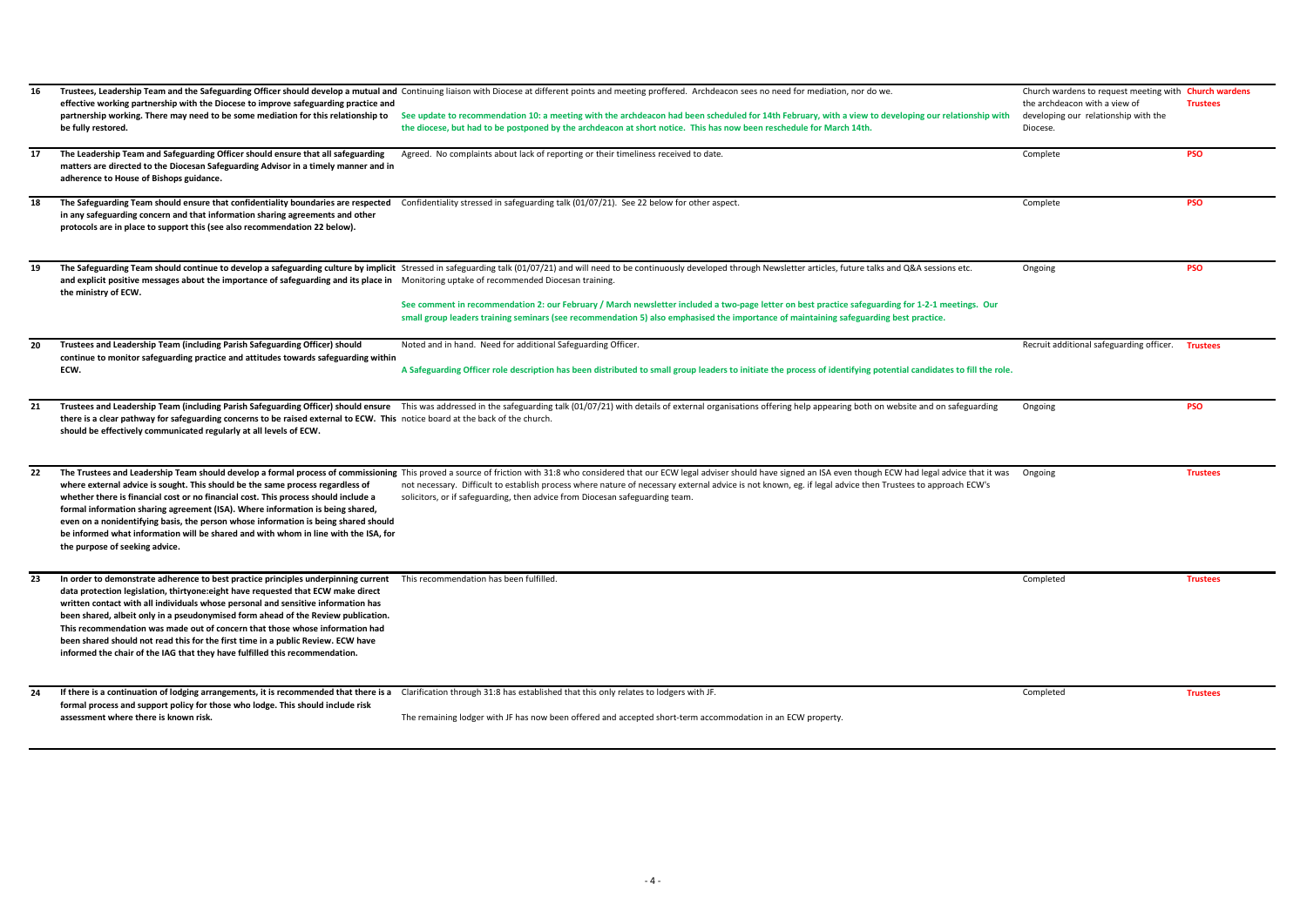| | | | | |
|---|---|---|---|---|
| 16 | **Trustees, Leadership Team and the Safeguarding Officer should develop a mutual and effective working partnership with the Diocese to improve safeguarding practice and partnership working. There may need to be some mediation for this relationship to be fully restored.** | Continuing liaison with Diocese at different points and meeting proffered. Archdeacon sees no need for mediation, nor do we.<br><br>**See update to recommendation 10: a meeting with the archdeacon had been scheduled for 14th February, with a view to developing our relationship with the diocese, but had to be postponed by the archdeacon at short notice. This has now been reschedule for March 14th.** | Church wardens to request meeting with the archdeacon with a view of developing our relationship with the Diocese. | **Church wardens Trustees** |
| 17 | **The Leadership Team and Safeguarding Officer should ensure that all safeguarding matters are directed to the Diocesan Safeguarding Advisor in a timely manner and in adherence to House of Bishops guidance.** | Agreed. No complaints about lack of reporting or their timeliness received to date. | Complete | **PSO** |
| 18 | **The Safeguarding Team should ensure that confidentiality boundaries are respected in any safeguarding concern and that information sharing agreements and other protocols are in place to support this (see also recommendation 22 below).** | Confidentiality stressed in safeguarding talk (01/07/21). See 22 below for other aspect. | Complete | **PSO** |
| 19 | **The Safeguarding Team should continue to develop a safeguarding culture by implicit and explicit positive messages about the importance of safeguarding and its place in the ministry of ECW.** | Stressed in safeguarding talk (01/07/21) and will need to be continuously developed through Newsletter articles, future talks and Q&A sessions etc. Monitoring uptake of recommended Diocesan training.<br><br>**See comment in recommendation 2: our February / March newsletter included a two-page letter on best practice safeguarding for 1-2-1 meetings. Our small group leaders training seminars (see recommendation 5) also emphasised the importance of maintaining safeguarding best practice.** | Ongoing | **PSO** |
| 20 | **Trustees and Leadership Team (including Parish Safeguarding Officer) should continue to monitor safeguarding practice and attitudes towards safeguarding within ECW.** | Noted and in hand. Need for additional Safeguarding Officer.<br><br>**A Safeguarding Officer role description has been distributed to small group leaders to initiate the process of identifying potential candidates to fill the role.** | Recruit additional safeguarding officer. | **Trustees** |
| 21 | **Trustees and Leadership Team (including Parish Safeguarding Officer) should ensure there is a clear pathway for safeguarding concerns to be raised external to ECW. This should be effectively communicated regularly at all levels of ECW.** | This was addressed in the safeguarding talk (01/07/21) with details of external organisations offering help appearing both on website and on safeguarding notice board at the back of the church. | Ongoing | **PSO** |
| 22 | **The Trustees and Leadership Team should develop a formal process of commissioning where external advice is sought. This should be the same process regardless of whether there is financial cost or no financial cost. This process should include a formal information sharing agreement (ISA). Where information is being shared, even on a nonidentifying basis, the person whose information is being shared should be informed what information will be shared and with whom in line with the ISA, for the purpose of seeking advice.** | This proved a source of friction with 31:8 who considered that our ECW legal adviser should have signed an ISA even though ECW had legal advice that it was not necessary. Difficult to establish process where nature of necessary external advice is not known, eg. if legal advice then Trustees to approach ECW's solicitors, or if safeguarding, then advice from Diocesan safeguarding team. | Ongoing | **Trustees** |
| 23 | **In order to demonstrate adherence to best practice principles underpinning current data protection legislation, thirtyone:eight have requested that ECW make direct written contact with all individuals whose personal and sensitive information has been shared, albeit only in a pseudonymised form ahead of the Review publication. This recommendation was made out of concern that those whose information had been shared should not read this for the first time in a public Review. ECW have informed the chair of the IAG that they have fulfilled this recommendation.** | This recommendation has been fulfilled. | Completed | **Trustees** |
| 24 | **If there is a continuation of lodging arrangements, it is recommended that there is a formal process and support policy for those who lodge. This should include risk assessment where there is known risk.** | Clarification through 31:8 has established that this only relates to lodgers with JF.<br><br>The remaining lodger with JF has now been offered and accepted short-term accommodation in an ECW property. | Completed | **Trustees** |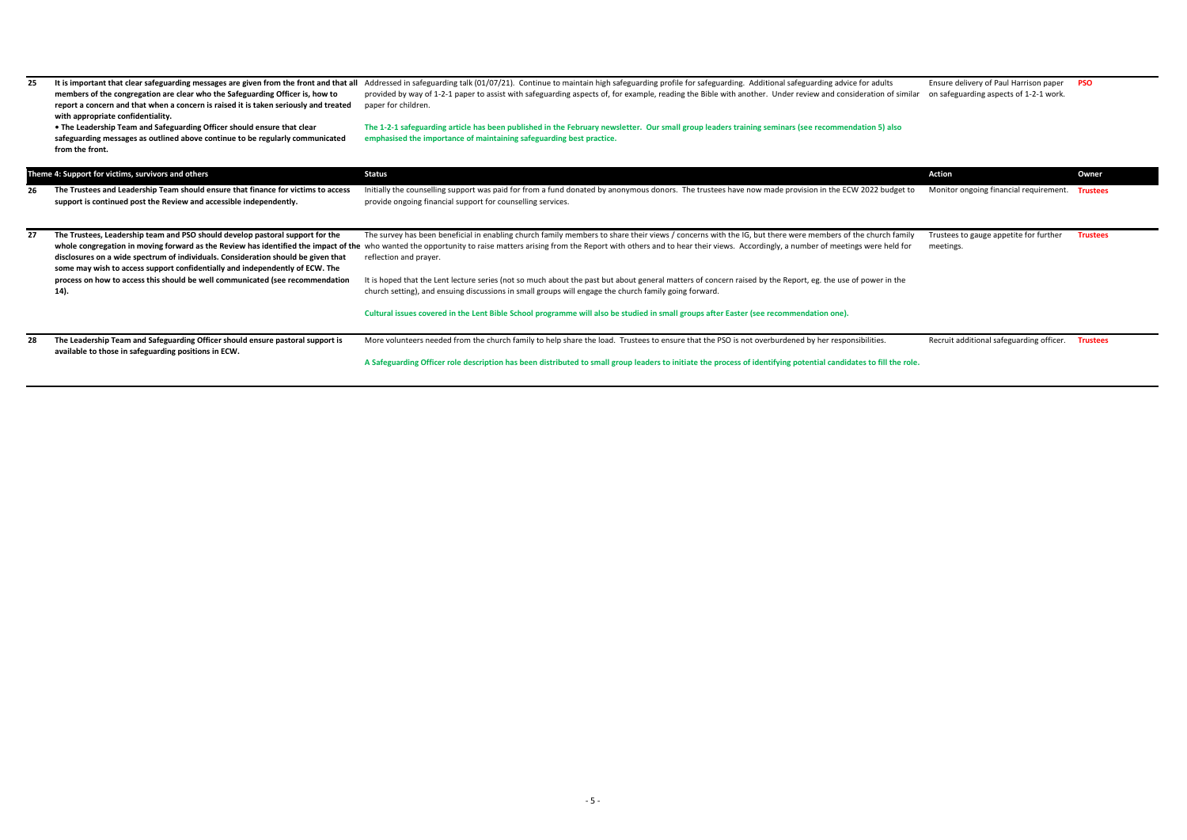| | | | | |
|---|---|---|---|---|
| **25** | **It is important that clear safeguarding messages are given from the front and that all members of the congregation are clear who the Safeguarding Officer is, how to report a concern and that when a concern is raised it is taken seriously and treated with appropriate confidentiality.**<br>**• The Leadership Team and Safeguarding Officer should ensure that clear safeguarding messages as outlined above continue to be regularly communicated from the front.** | Addressed in safeguarding talk (01/07/21). Continue to maintain high safeguarding profile for safeguarding. Additional safeguarding advice for adults provided by way of 1-2-1 paper to assist with safeguarding aspects of, for example, reading the Bible with another. Under review and consideration of similar paper for children.<br><br>**The 1-2-1 safeguarding article has been published in the February newsletter. Our small group leaders training seminars (see recommendation 5) also emphasised the importance of maintaining safeguarding best practice.** | Ensure delivery of Paul Harrison paper on safeguarding aspects of 1-2-1 work. | **PSO** |

| | **Theme 4: Support for victims, survivors and others** | **Status** | **Action** | **Owner** |
|---|---|---|---|---|
| **26** | **The Trustees and Leadership Team should ensure that finance for victims to access support is continued post the Review and accessible independently.** | Initially the counselling support was paid for from a fund donated by anonymous donors. The trustees have now made provision in the ECW 2022 budget to provide ongoing financial support for counselling services. | Monitor ongoing financial requirement. | **Trustees** |
| **27** | **The Trustees, Leadership team and PSO should develop pastoral support for the whole congregation in moving forward as the Review has identified the impact of the disclosures on a wide spectrum of individuals. Consideration should be given that some may wish to access support confidentially and independently of ECW. The process on how to access this should be well communicated (see recommendation 14).** | The survey has been beneficial in enabling church family members to share their views / concerns with the IG, but there were members of the church family who wanted the opportunity to raise matters arising from the Report with others and to hear their views. Accordingly, a number of meetings were held for reflection and prayer.<br><br>It is hoped that the Lent lecture series (not so much about the past but about general matters of concern raised by the Report, eg. the use of power in the church setting), and ensuing discussions in small groups will engage the church family going forward.<br><br>**Cultural issues covered in the Lent Bible School programme will also be studied in small groups after Easter (see recommendation one).** | Trustees to gauge appetite for further meetings. | **Trustees** |
| **28** | **The Leadership Team and Safeguarding Officer should ensure pastoral support is available to those in safeguarding positions in ECW.** | More volunteers needed from the church family to help share the load. Trustees to ensure that the PSO is not overburdened by her responsibilities.<br><br>**A Safeguarding Officer role description has been distributed to small group leaders to initiate the process of identifying potential candidates to fill the role.** | Recruit additional safeguarding officer. | **Trustees** |